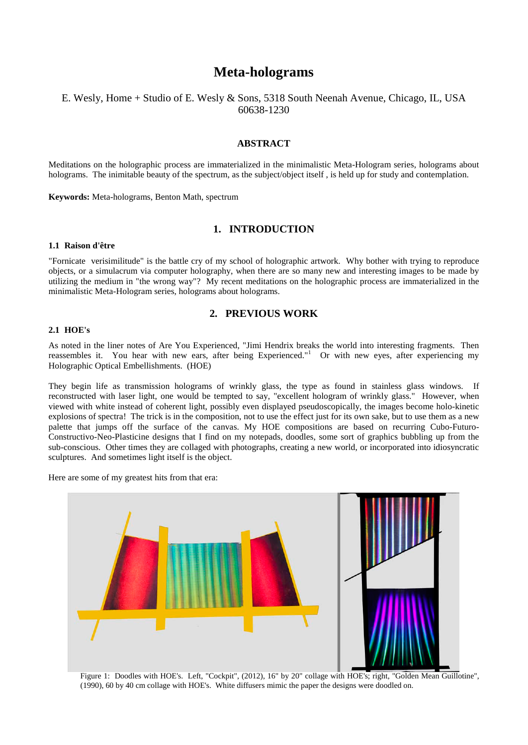# Meta-holograms

E. Wesly, Home + Studio of E. Wesly & Sons, 5318 South Neenah Avenue, Chicago, IL, USA 60638-1230

## ABSTRACT

Meditations on the holographic process are immaterialized in the minimalistic Meta-Hologram series, holograms about holograms. The inimitable beauty of the spectrum, as the subject/object itself , is held up for study and contemplation.

**Keywords:** Meta-holograms, Benton Math, spectrum

## 1. INTRODUCTION

### 1.1 Raison d'être

"Fornicate verisimilitude" is the battle cry of my school of holographic artwork. Why bother with trying to reproduce objects, or a simulacrum via computer holography, when there are so many new and interesting images to be made by utilizing the medium in "the wrong way"? My recent meditations on the holographic process are immaterialized in the minimalistic Meta-Hologram series, holograms about holograms.

## 2. PREVIOUS WORK

### 2.1 HOE's

As noted in the liner notes of Are You Experienced, "Jimi Hendrix breaks the world into interesting fragments. Then reassembles it. You hear with new ears, after being Experienced."[1] Or with new eyes, after experiencing my Holographic Optical Embellishments. (HOE)

They begin life as transmission holograms of wrinkly glass, the type as found in stainless glass windows. If reconstructed with laser light, one would be tempted to say, "excellent hologram of wrinkly glass." However, when viewed with white instead of coherent light, possibly even displayed pseudoscopically, the images become holo-kinetic explosions of spectra! The trick is in the composition, not to use the effect just for its own sake, but to use them as a new palette that jumps off the surface of the canvas. My HOE compositions are based on recurring Cubo-Futuro-Constructivo-Neo-Plasticine designs that I find on my notepads, doodles, some sort of graphics bubbling up from the sub-conscious. Other times they are collaged with photographs, creating a new world, or incorporated into idiosyncratic sculptures. And sometimes light itself is the object.

Here are some of my greatest hits from that era:

Figure 1: Doodles with HOE's. Left, "Cockpit", (2012), 16" by 20" collage with HOE's; right, "Golden Mean Guillotine", (1990), 60 by 40 cm collage with HOE's. White diffusers mimic the paper the designs were doodled on.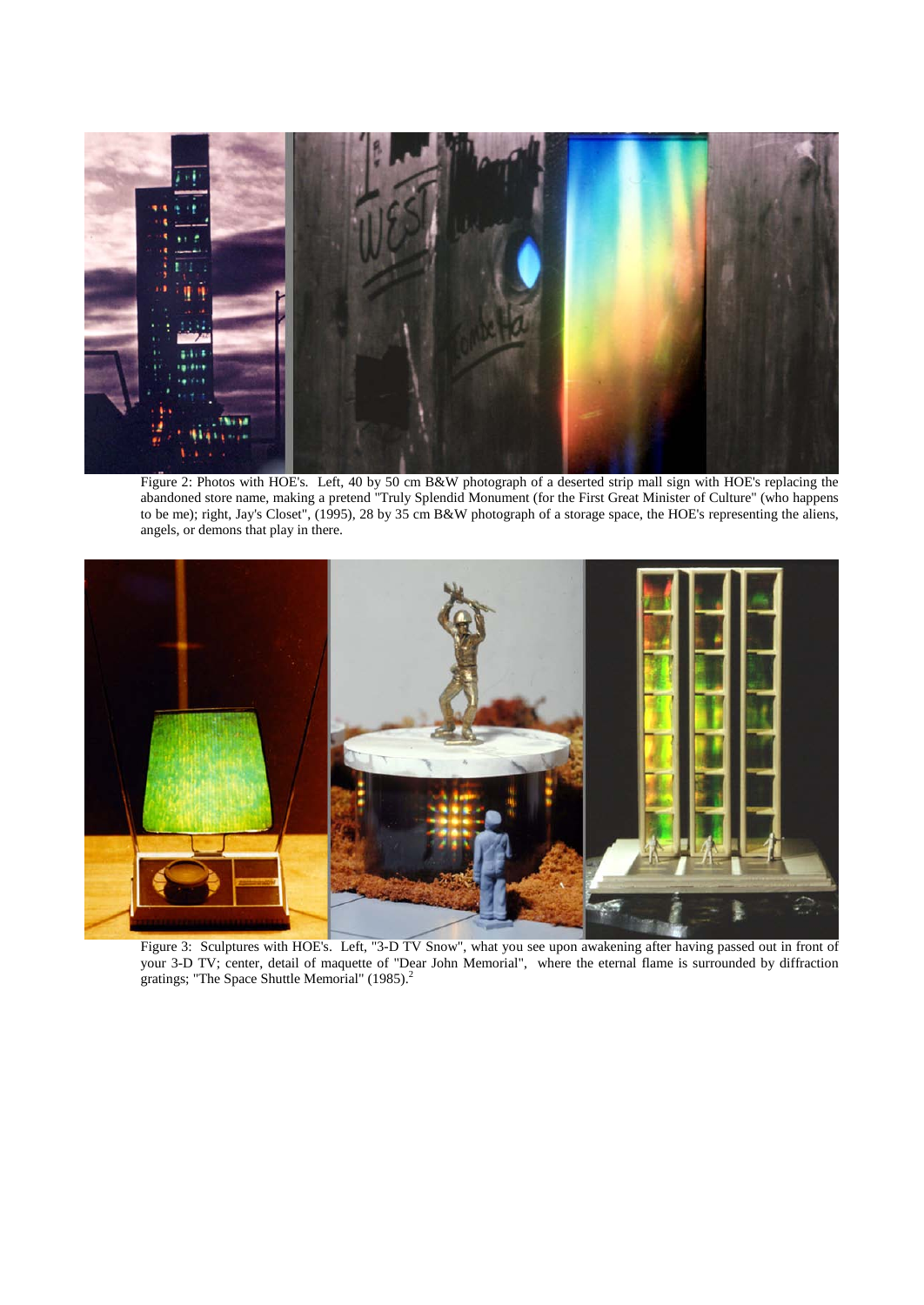Figure 2: Photos with HOE's. Left, 40 by 50 cm B&W photograph of a deserted strip mall sign with HOE's replacing the abandoned store name, making a pretend "Truly Splendid Monument (for the First Great Minister of Culture" (who happens to be me); right, Jay's Closet", (1995), 28 by 35 cm B&W photograph of a storage space, the HOE's representing the aliens, angels, or demons that play in there.

Figure 3: Sculptures with HOE's. Left, "3-D TV Snow", what you see upon awakening after having passed out in front of your 3-D TV; center, detail of maquette of "Dear John Memorial", where the eternal flame is surrounded by diffraction gratings; "The Space Shuttle Memorial" (1985).[2]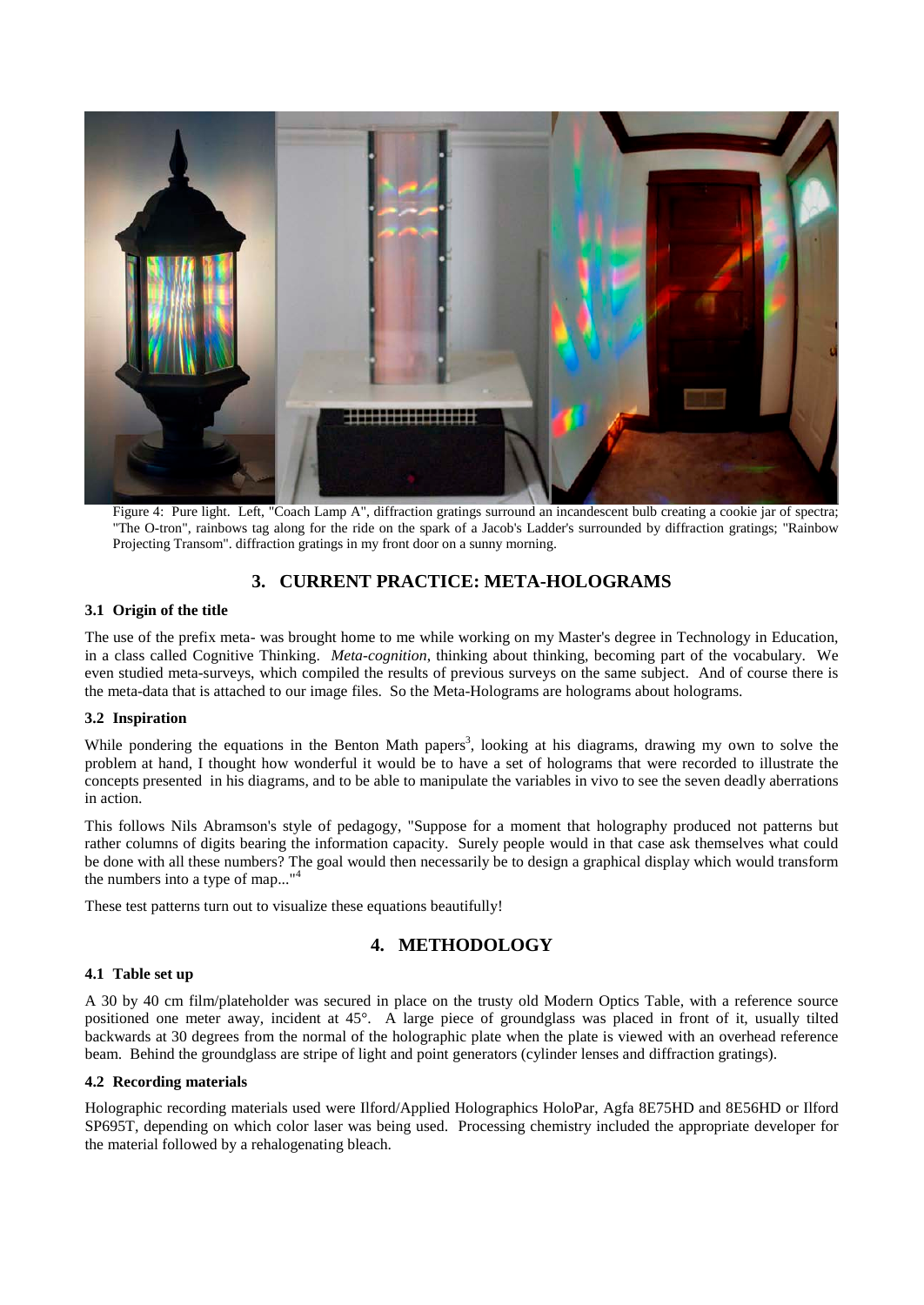Figure 4: Pure light. Left, "Coach Lamp A", diffraction gratings surround an incandescent bulb creating a cookie jar of spectra; "The O-tron", rainbows tag along for the ride on the spark of a Jacob's Ladder's surrounded by diffraction gratings; "Rainbow Projecting Transom". diffraction gratings in my front door on a sunny morning.

## 3. CURRENT PRACTICE: META-HOLOGRAMS

### 3.1 Origin of the title

The use of the prefix meta- was brought home to me while working on my Master's degree in Technology in Education, in a class called Cognitive Thinking. *Meta-cognition*, thinking about thinking, becoming part of the vocabulary. We even studied meta-surveys, which compiled the results of previous surveys on the same subject. And of course there is the meta-data that is attached to our image files. So the Meta-Holograms are holograms about holograms.

### 3.2 Inspiration

While pondering the equations in the Benton Math papers[3], looking at his diagrams, drawing my own to solve the problem at hand, I thought how wonderful it would be to have a set of holograms that were recorded to illustrate the concepts presented in his diagrams, and to be able to manipulate the variables in vivo to see the seven deadly aberrations in action.

This follows Nils Abramson's style of pedagogy, "Suppose for a moment that holography produced not patterns but rather columns of digits bearing the information capacity. Surely people would in that case ask themselves what could be done with all these numbers? The goal would then necessarily be to design a graphical display which would transform the numbers into a type of map..."[4]

These test patterns turn out to visualize these equations beautifully!

## 4. METHODOLOGY

### 4.1 Table set up

A 30 by 40 cm film/plateholder was secured in place on the trusty old Modern Optics Table, with a reference source positioned one meter away, incident at 45°. A large piece of groundglass was placed in front of it, usually tilted backwards at 30 degrees from the normal of the holographic plate when the plate is viewed with an overhead reference beam. Behind the groundglass are stripe of light and point generators (cylinder lenses and diffraction gratings).

### 4.2 Recording materials

Holographic recording materials used were Ilford/Applied Holographics HoloPar, Agfa 8E75HD and 8E56HD or Ilford SP695T, depending on which color laser was being used. Processing chemistry included the appropriate developer for the material followed by a rehalogenating bleach.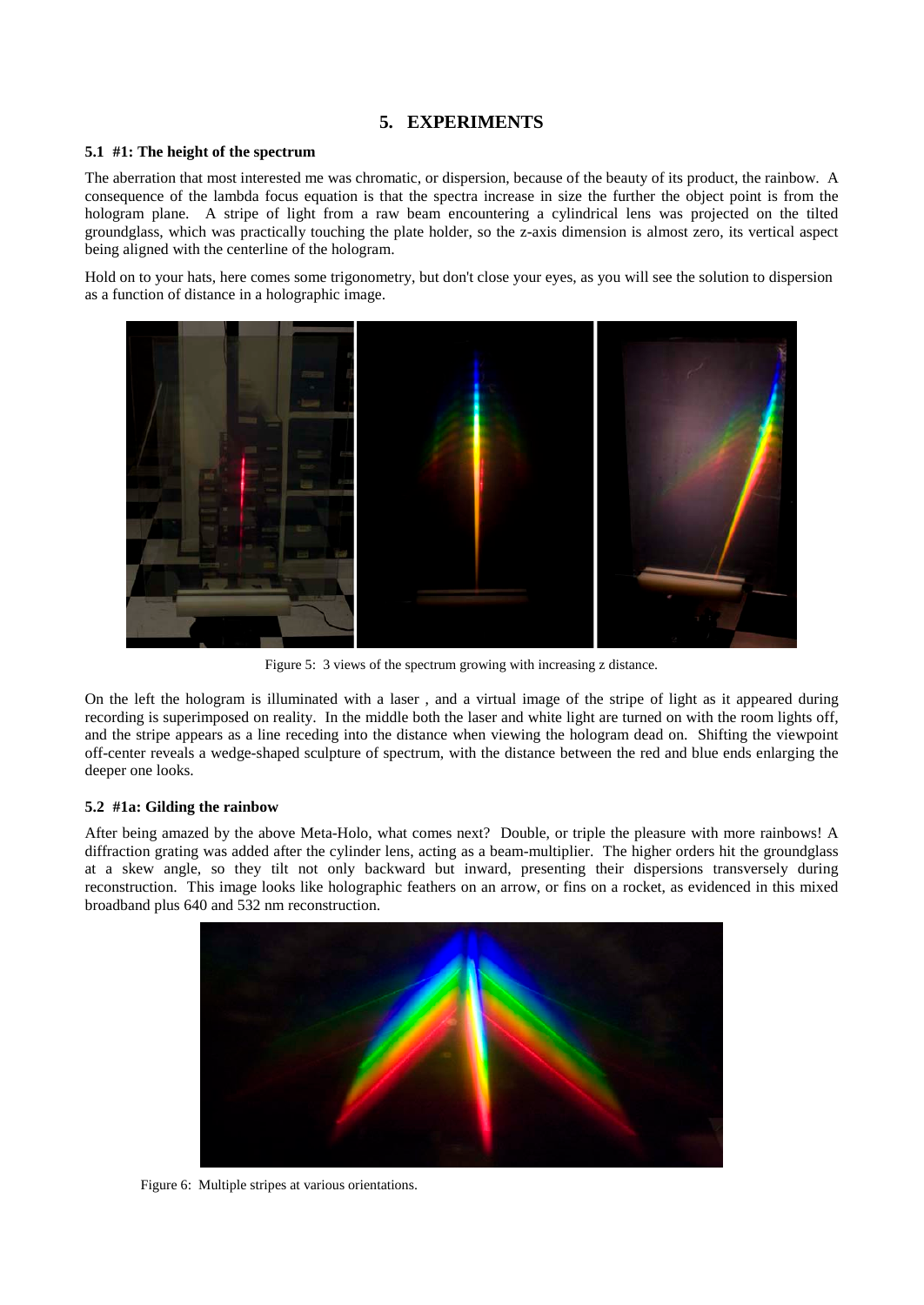# 5. EXPERIMENTS

### 5.1 #1: The height of the spectrum

The aberration that most interested me was chromatic, or dispersion, because of the beauty of its product, the rainbow. A consequence of the lambda focus equation is that the spectra increase in size the further the object point is from the hologram plane. A stripe of light from a raw beam encountering a cylindrical lens was projected on the tilted groundglass, which was practically touching the plate holder, so the z-axis dimension is almost zero, its vertical aspect being aligned with the centerline of the hologram.

Hold on to your hats, here comes some trigonometry, but don't close your eyes, as you will see the solution to dispersion as a function of distance in a holographic image.

Figure 5: 3 views of the spectrum growing with increasing z distance.

On the left the hologram is illuminated with a laser , and a virtual image of the stripe of light as it appeared during recording is superimposed on reality. In the middle both the laser and white light are turned on with the room lights off, and the stripe appears as a line receding into the distance when viewing the hologram dead on. Shifting the viewpoint off-center reveals a wedge-shaped sculpture of spectrum, with the distance between the red and blue ends enlarging the deeper one looks.

### 5.2 #1a: Gilding the rainbow

After being amazed by the above Meta-Holo, what comes next? Double, or triple the pleasure with more rainbows! A diffraction grating was added after the cylinder lens, acting as a beam-multiplier. The higher orders hit the groundglass at a skew angle, so they tilt not only backward but inward, presenting their dispersions transversely during reconstruction. This image looks like holographic feathers on an arrow, or fins on a rocket, as evidenced in this mixed broadband plus 640 and 532 nm reconstruction.

Figure 6: Multiple stripes at various orientations.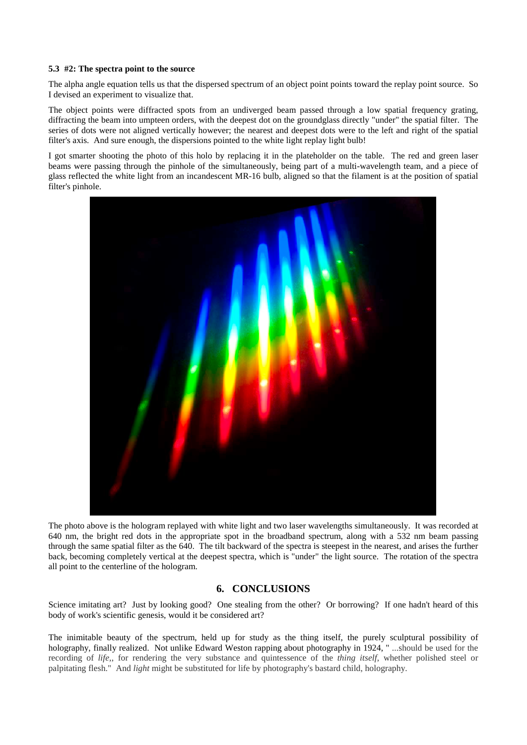### 5.3 #2: The spectra point to the source

The alpha angle equation tells us that the dispersed spectrum of an object point points toward the replay point source. So I devised an experiment to visualize that.

The object points were diffracted spots from an undiverged beam passed through a low spatial frequency grating, diffracting the beam into umpteen orders, with the deepest dot on the groundglass directly "under" the spatial filter. The series of dots were not aligned vertically however; the nearest and deepest dots were to the left and right of the spatial filter's axis. And sure enough, the dispersions pointed to the white light replay light bulb!

I got smarter shooting the photo of this holo by replacing it in the plateholder on the table. The red and green laser beams were passing through the pinhole of the simultaneously, being part of a multi-wavelength team, and a piece of glass reflected the white light from an incandescent MR-16 bulb, aligned so that the filament is at the position of spatial filter's pinhole.

The photo above is the hologram replayed with white light and two laser wavelengths simultaneously. It was recorded at 640 nm, the bright red dots in the appropriate spot in the broadband spectrum, along with a 532 nm beam passing through the same spatial filter as the 640. The tilt backward of the spectra is steepest in the nearest, and arises the further back, becoming completely vertical at the deepest spectra, which is "under" the light source. The rotation of the spectra all point to the centerline of the hologram.

## 6. CONCLUSIONS

Science imitating art? Just by looking good? One stealing from the other? Or borrowing? If one hadn't heard of this body of work's scientific genesis, would it be considered art?

The inimitable beauty of the spectrum, held up for study as the thing itself, the purely sculptural possibility of holography, finally realized. Not unlike Edward Weston rapping about photography in 1924, " ...should be used for the recording of *life*,, for rendering the very substance and quintessence of the *thing itself*, whether polished steel or palpitating flesh." And *light* might be substituted for life by photography's bastard child, holography.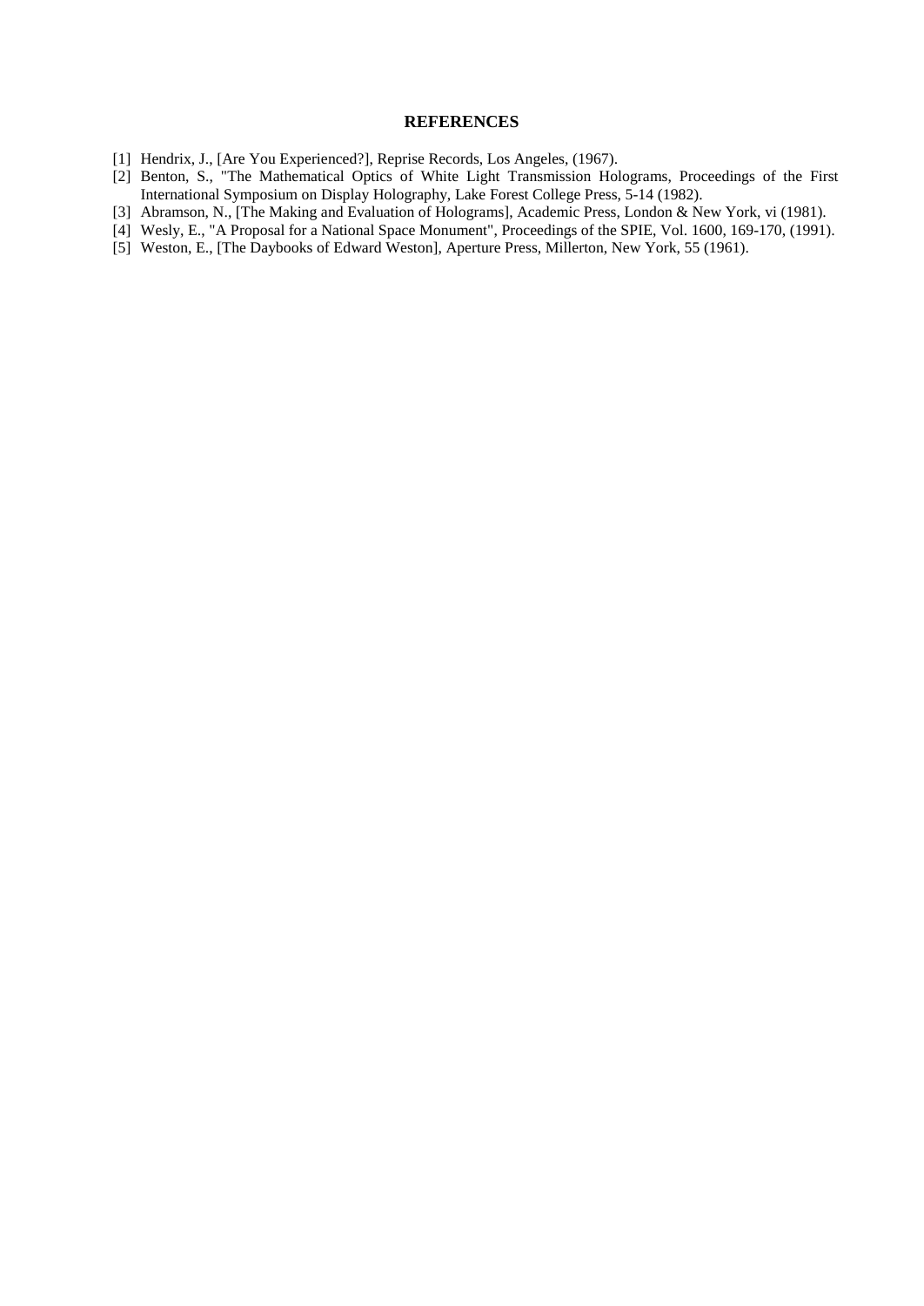## REFERENCES

[1] Hendrix, J., [Are You Experienced?], Reprise Records, Los Angeles, (1967).
[2] Benton, S., "The Mathematical Optics of White Light Transmission Holograms, Proceedings of the First International Symposium on Display Holography, Lake Forest College Press, 5-14 (1982).
[3] Abramson, N., [The Making and Evaluation of Holograms], Academic Press, London & New York, vi (1981).
[4] Wesly, E., "A Proposal for a National Space Monument", Proceedings of the SPIE, Vol. 1600, 169-170, (1991).
[5] Weston, E., [The Daybooks of Edward Weston], Aperture Press, Millerton, New York, 55 (1961).